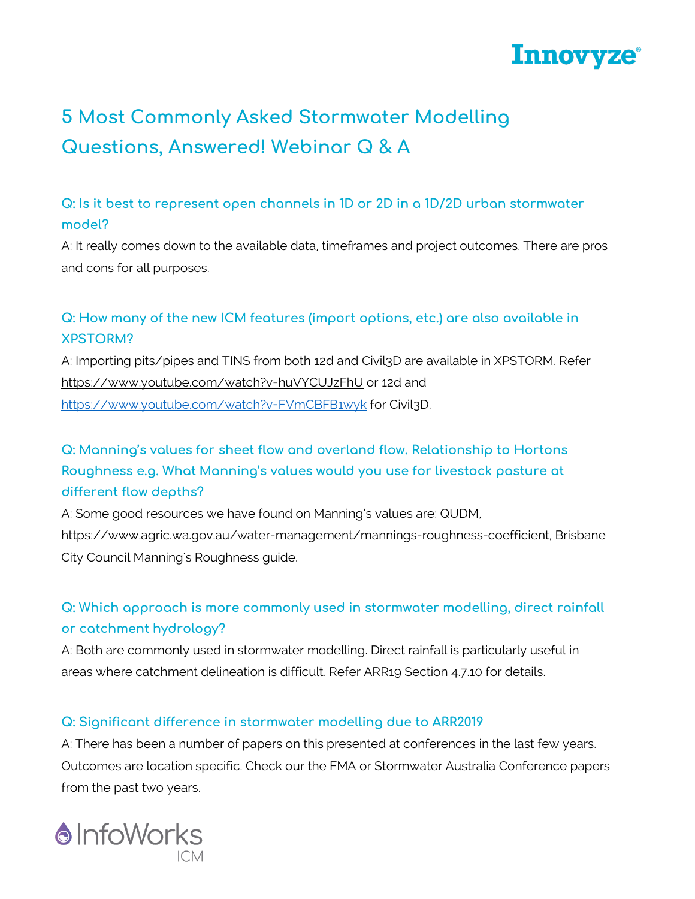# 5 Most Commonly Asked Stormwater Modelling Questions, Answered! Webinar Q & A

### Q: Is it best to represent open channels in 1D or 2D in a 1D/2D urban stormwater model?

A: It really comes down to the available data, timeframes and project outcomes. There are pros and cons for all purposes.

### Q: How many of the new ICM features (import options, etc.) are also available in XPSTORM?

A: Importing pits/pipes and TINS from both 12d and Civil3D are available in XPSTORM. Refer https://www.youtube.com/watch?v=huVYCUJzFhU or 12d and https://www.youtube.com/watch?v=FVmCBFB1wyk for Civil3D.

### Q: Manning's values for sheet flow and overland flow. Relationship to Hortons Roughness e.g. What Manning's values would you use for livestock pasture at different flow depths?

A: Some good resources we have found on Manning's values are: QUDM, https://www.agric.wa.gov.au/water-management/mannings-roughness-coefficient, Brisbane City Council Manning's Roughness guide.

### Q: Which approach is more commonly used in stormwater modelling, direct rainfall or catchment hydrology?

A: Both are commonly used in stormwater modelling. Direct rainfall is particularly useful in areas where catchment delineation is difficult. Refer ARR19 Section 4.7.10 for details.

### Q: Significant difference in stormwater modelling due to ARR2019

A: There has been a number of papers on this presented at conferences in the last few years. Outcomes are location specific. Check our the FMA or Stormwater Australia Conference papers from the past two years.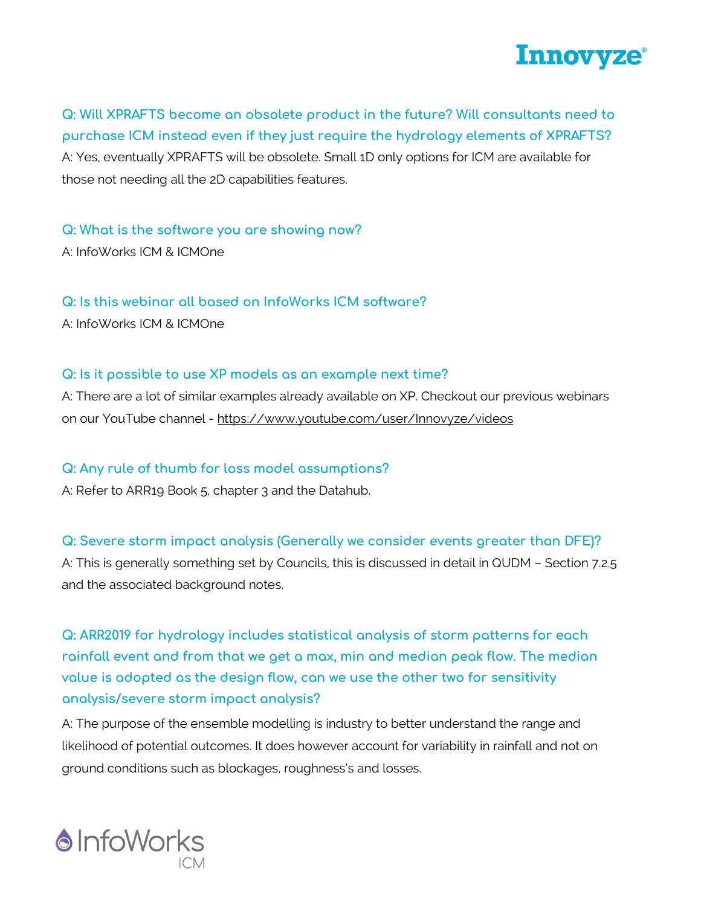**Q: Will XPRAFTS become an obsolete product in the future? Will consultants need to purchase ICM instead even if they just require the hydrology elements of XPRAFTS?**

A: Yes, eventually XPRAFTS will be obsolete. Small 1D only options for ICM are available for those not needing all the 2D capabilities features.

**Q: What is the software you are showing now?**

A: InfoWorks ICM & ICMOne

**Q: Is this webinar all based on InfoWorks ICM software?**

A: InfoWorks ICM & ICMOne

**Q: Is it possible to use XP models as an example next time?**

A: There are a lot of similar examples already available on XP. Checkout our previous webinars on our YouTube channel - https://www.youtube.com/user/Innovyze/videos

**Q: Any rule of thumb for loss model assumptions?**

A: Refer to ARR19 Book 5, chapter 3 and the Datahub.

**Q: Severe storm impact analysis (Generally we consider events greater than DFE)?**

A: This is generally something set by Councils, this is discussed in detail in QUDM – Section 7.2.5 and the associated background notes.

**Q: ARR2019 for hydrology includes statistical analysis of storm patterns for each rainfall event and from that we get a max, min and median peak flow. The median value is adopted as the design flow, can we use the other two for sensitivity analysis/severe storm impact analysis?**

A: The purpose of the ensemble modelling is industry to better understand the range and likelihood of potential outcomes. It does however account for variability in rainfall and not on ground conditions such as blockages, roughness's and losses.